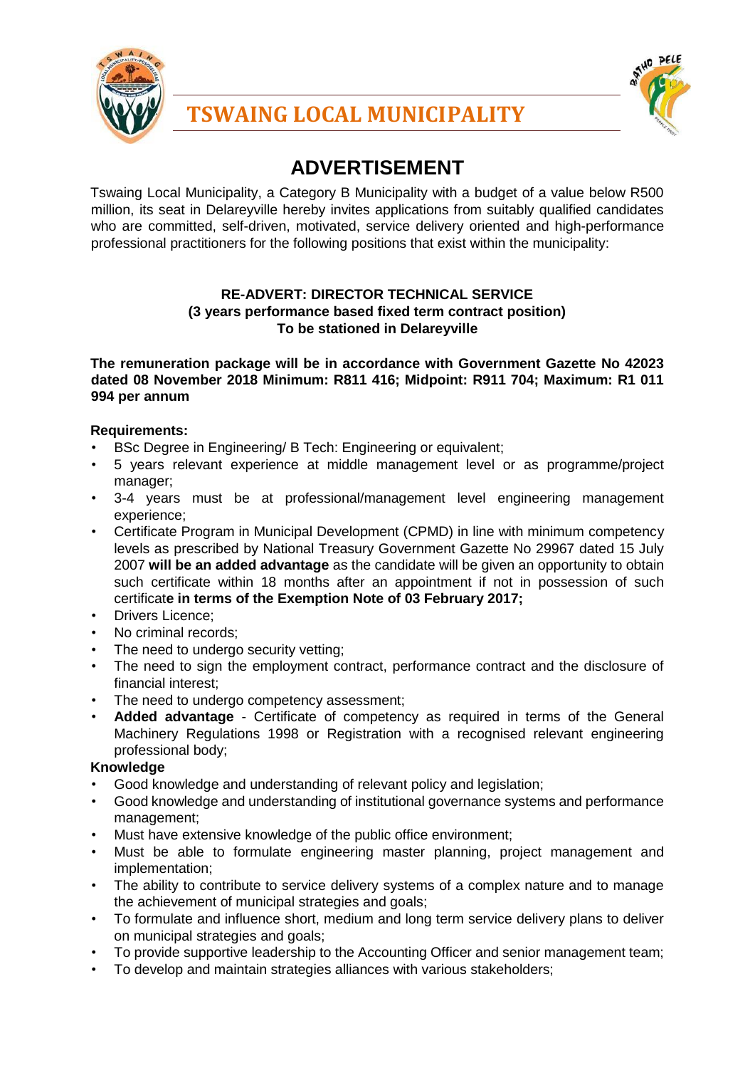# TSWAING LOCAL MUNICIPALITY

## ADVERTISEMENT

Tswaing Local Municipality, a Category B Municipality with a budget of a value below R500 million, its seat in Delareyville hereby invites applications from suitably qualified candidates who are committed, self-driven, motivated, service delivery oriented and high-performance professional practitioners for the following positions that exist within the municipality:

**RE-ADVERT: DIRECTOR TECHNICAL SERVICE**
**(3 years performance based fixed term contract position)**
**To be stationed in Delareyville**

**The remuneration package will be in accordance with Government Gazette No 42023 dated 08 November 2018 Minimum: R811 416; Midpoint: R911 704; Maximum: R1 011 994 per annum**

**Requirements:**

- BSc Degree in Engineering/ B Tech: Engineering or equivalent;
- 5 years relevant experience at middle management level or as programme/project manager;
- 3-4 years must be at professional/management level engineering management experience;
- Certificate Program in Municipal Development (CPMD) in line with minimum competency levels as prescribed by National Treasury Government Gazette No 29967 dated 15 July 2007 **will be an added advantage** as the candidate will be given an opportunity to obtain such certificate within 18 months after an appointment if not in possession of such certificat**e in terms of the Exemption Note of 03 February 2017;**
- Drivers Licence;
- No criminal records;
- The need to undergo security vetting;
- The need to sign the employment contract, performance contract and the disclosure of financial interest;
- The need to undergo competency assessment;
- **Added advantage** - Certificate of competency as required in terms of the General Machinery Regulations 1998 or Registration with a recognised relevant engineering professional body;

**Knowledge**

- Good knowledge and understanding of relevant policy and legislation;
- Good knowledge and understanding of institutional governance systems and performance management;
- Must have extensive knowledge of the public office environment;
- Must be able to formulate engineering master planning, project management and implementation;
- The ability to contribute to service delivery systems of a complex nature and to manage the achievement of municipal strategies and goals;
- To formulate and influence short, medium and long term service delivery plans to deliver on municipal strategies and goals;
- To provide supportive leadership to the Accounting Officer and senior management team;
- To develop and maintain strategies alliances with various stakeholders;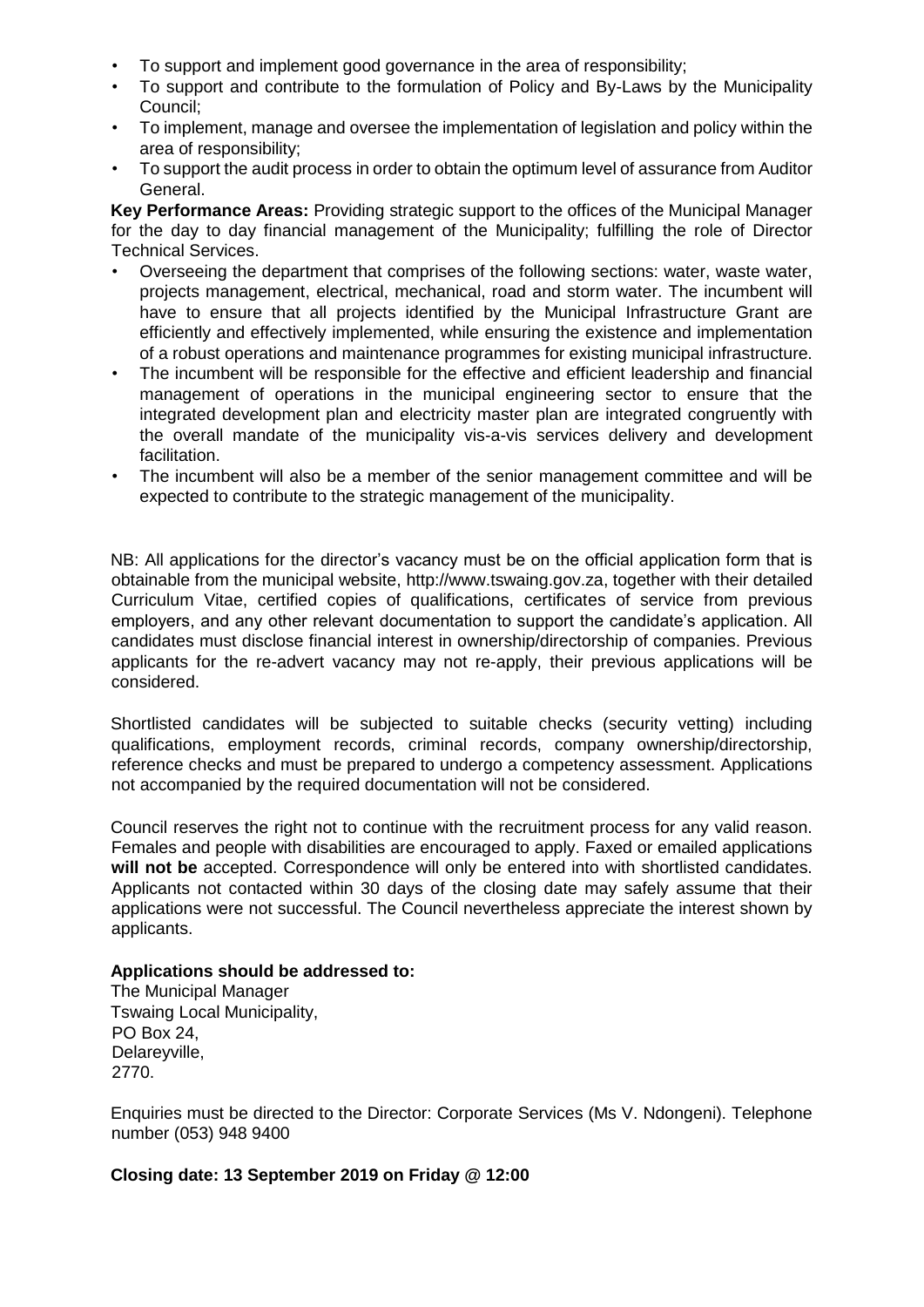- To support and implement good governance in the area of responsibility;
- To support and contribute to the formulation of Policy and By-Laws by the Municipality Council;
- To implement, manage and oversee the implementation of legislation and policy within the area of responsibility;
- To support the audit process in order to obtain the optimum level of assurance from Auditor General.

**Key Performance Areas:** Providing strategic support to the offices of the Municipal Manager for the day to day financial management of the Municipality; fulfilling the role of Director Technical Services.

- Overseeing the department that comprises of the following sections: water, waste water, projects management, electrical, mechanical, road and storm water. The incumbent will have to ensure that all projects identified by the Municipal Infrastructure Grant are efficiently and effectively implemented, while ensuring the existence and implementation of a robust operations and maintenance programmes for existing municipal infrastructure.
- The incumbent will be responsible for the effective and efficient leadership and financial management of operations in the municipal engineering sector to ensure that the integrated development plan and electricity master plan are integrated congruently with the overall mandate of the municipality vis-a-vis services delivery and development facilitation.
- The incumbent will also be a member of the senior management committee and will be expected to contribute to the strategic management of the municipality.

NB: All applications for the director's vacancy must be on the official application form that is obtainable from the municipal website, http://www.tswaing.gov.za, together with their detailed Curriculum Vitae, certified copies of qualifications, certificates of service from previous employers, and any other relevant documentation to support the candidate's application. All candidates must disclose financial interest in ownership/directorship of companies. Previous applicants for the re-advert vacancy may not re-apply, their previous applications will be considered.

Shortlisted candidates will be subjected to suitable checks (security vetting) including qualifications, employment records, criminal records, company ownership/directorship, reference checks and must be prepared to undergo a competency assessment. Applications not accompanied by the required documentation will not be considered.

Council reserves the right not to continue with the recruitment process for any valid reason. Females and people with disabilities are encouraged to apply. Faxed or emailed applications **will not be** accepted. Correspondence will only be entered into with shortlisted candidates. Applicants not contacted within 30 days of the closing date may safely assume that their applications were not successful. The Council nevertheless appreciate the interest shown by applicants.

**Applications should be addressed to:**

The Municipal Manager
Tswaing Local Municipality,
PO Box 24,
Delareyville,
2770.

Enquiries must be directed to the Director: Corporate Services (Ms V. Ndongeni). Telephone number (053) 948 9400

**Closing date: 13 September 2019 on Friday @ 12:00**